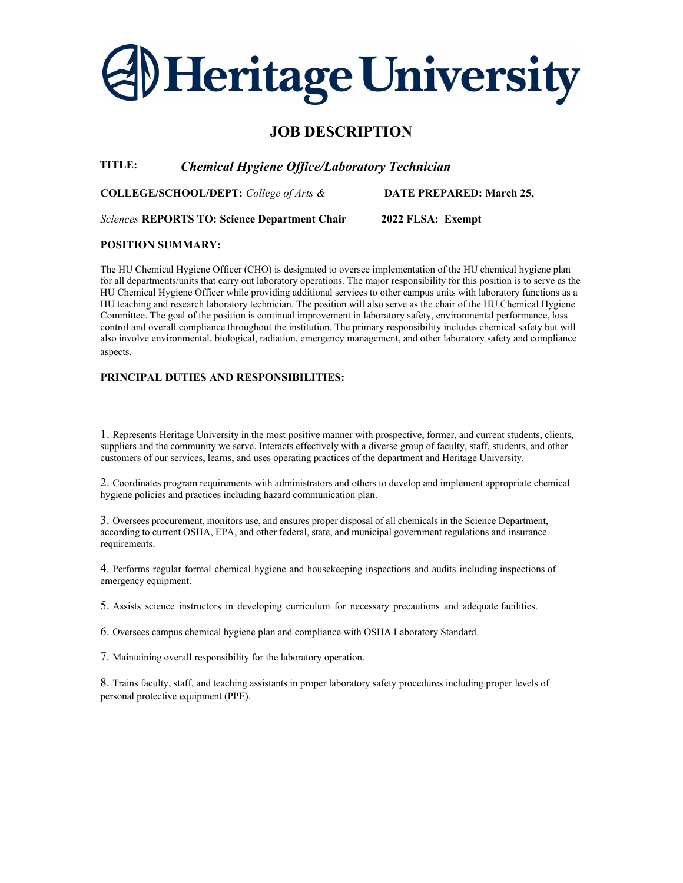# Heritage University

## JOB DESCRIPTION

**TITLE:** ***Chemical Hygiene Office/Laboratory Technician***

**COLLEGE/SCHOOL/DEPT:** *College of Arts & Sciences* **REPORTS TO: Science Department Chair**

**DATE PREPARED: March 25, 2022** **FLSA: Exempt**

**POSITION SUMMARY:**

The HU Chemical Hygiene Officer (CHO) is designated to oversee implementation of the HU chemical hygiene plan for all departments/units that carry out laboratory operations. The major responsibility for this position is to serve as the HU Chemical Hygiene Officer while providing additional services to other campus units with laboratory functions as a HU teaching and research laboratory technician. The position will also serve as the chair of the HU Chemical Hygiene Committee. The goal of the position is continual improvement in laboratory safety, environmental performance, loss control and overall compliance throughout the institution. The primary responsibility includes chemical safety but will also involve environmental, biological, radiation, emergency management, and other laboratory safety and compliance aspects.

**PRINCIPAL DUTIES AND RESPONSIBILITIES:**

1. Represents Heritage University in the most positive manner with prospective, former, and current students, clients, suppliers and the community we serve. Interacts effectively with a diverse group of faculty, staff, students, and other customers of our services, learns, and uses operating practices of the department and Heritage University.

2. Coordinates program requirements with administrators and others to develop and implement appropriate chemical hygiene policies and practices including hazard communication plan.

3. Oversees procurement, monitors use, and ensures proper disposal of all chemicals in the Science Department, according to current OSHA, EPA, and other federal, state, and municipal government regulations and insurance requirements.

4. Performs regular formal chemical hygiene and housekeeping inspections and audits including inspections of emergency equipment.

5. Assists science instructors in developing curriculum for necessary precautions and adequate facilities.

6. Oversees campus chemical hygiene plan and compliance with OSHA Laboratory Standard.

7. Maintaining overall responsibility for the laboratory operation.

8. Trains faculty, staff, and teaching assistants in proper laboratory safety procedures including proper levels of personal protective equipment (PPE).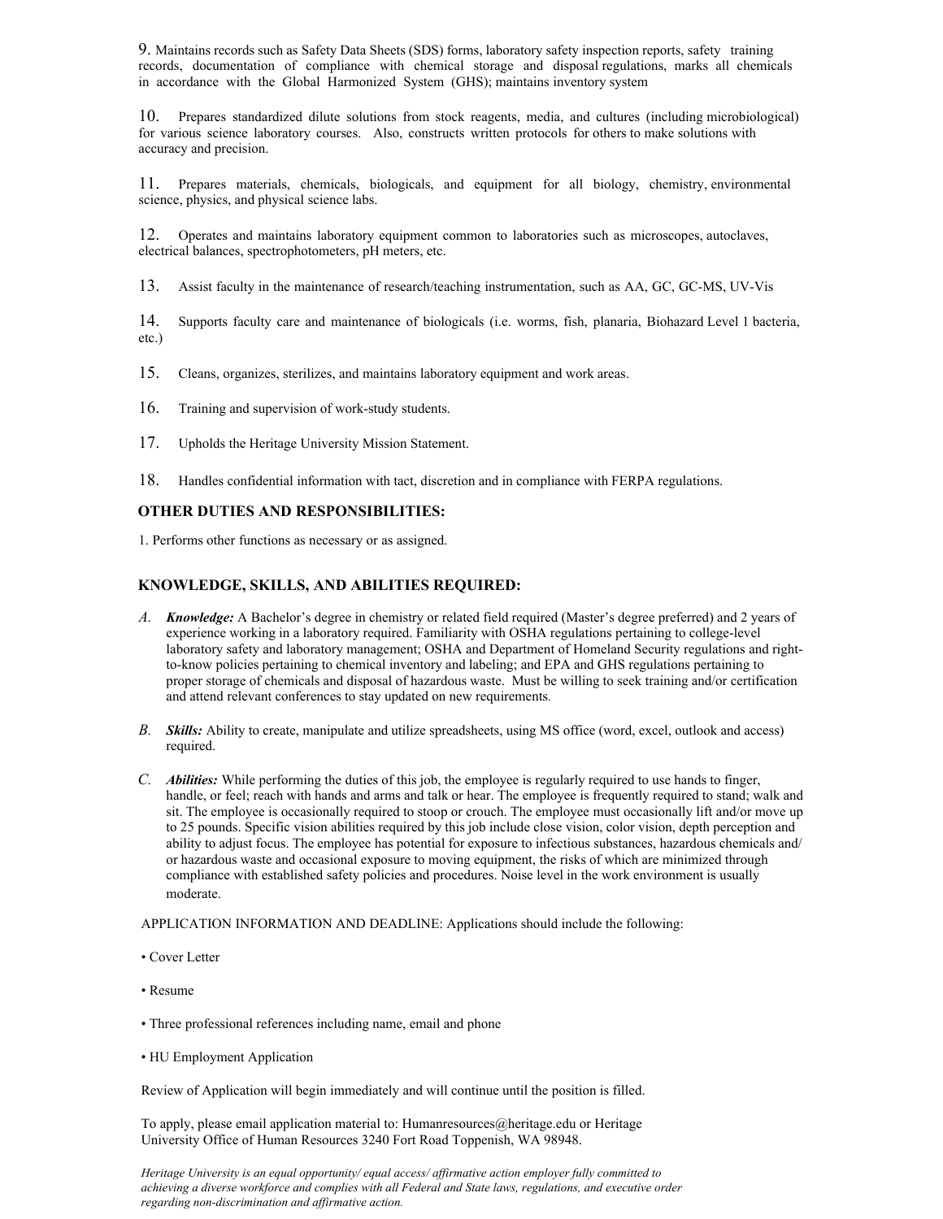9. Maintains records such as Safety Data Sheets (SDS) forms, laboratory safety inspection reports, safety training records, documentation of compliance with chemical storage and disposal regulations, marks all chemicals in accordance with the Global Harmonized System (GHS); maintains inventory system

10. Prepares standardized dilute solutions from stock reagents, media, and cultures (including microbiological) for various science laboratory courses. Also, constructs written protocols for others to make solutions with accuracy and precision.

11. Prepares materials, chemicals, biologicals, and equipment for all biology, chemistry, environmental science, physics, and physical science labs.

12. Operates and maintains laboratory equipment common to laboratories such as microscopes, autoclaves, electrical balances, spectrophotometers, pH meters, etc.

13. Assist faculty in the maintenance of research/teaching instrumentation, such as AA, GC, GC-MS, UV-Vis

14. Supports faculty care and maintenance of biologicals (i.e. worms, fish, planaria, Biohazard Level 1 bacteria, etc.)

15. Cleans, organizes, sterilizes, and maintains laboratory equipment and work areas.

16. Training and supervision of work-study students.

17. Upholds the Heritage University Mission Statement.

18. Handles confidential information with tact, discretion and in compliance with FERPA regulations.

### OTHER DUTIES AND RESPONSIBILITIES:

1. Performs other functions as necessary or as assigned.

### KNOWLEDGE, SKILLS, AND ABILITIES REQUIRED:

A. ***Knowledge:*** A Bachelor's degree in chemistry or related field required (Master's degree preferred) and 2 years of experience working in a laboratory required. Familiarity with OSHA regulations pertaining to college-level laboratory safety and laboratory management; OSHA and Department of Homeland Security regulations and right-to-know policies pertaining to chemical inventory and labeling; and EPA and GHS regulations pertaining to proper storage of chemicals and disposal of hazardous waste. Must be willing to seek training and/or certification and attend relevant conferences to stay updated on new requirements.

B. ***Skills:*** Ability to create, manipulate and utilize spreadsheets, using MS office (word, excel, outlook and access) required.

C. ***Abilities:*** While performing the duties of this job, the employee is regularly required to use hands to finger, handle, or feel; reach with hands and arms and talk or hear. The employee is frequently required to stand; walk and sit. The employee is occasionally required to stoop or crouch. The employee must occasionally lift and/or move up to 25 pounds. Specific vision abilities required by this job include close vision, color vision, depth perception and ability to adjust focus. The employee has potential for exposure to infectious substances, hazardous chemicals and/or hazardous waste and occasional exposure to moving equipment, the risks of which are minimized through compliance with established safety policies and procedures. Noise level in the work environment is usually moderate.

APPLICATION INFORMATION AND DEADLINE: Applications should include the following:

- Cover Letter
- Resume
- Three professional references including name, email and phone
- HU Employment Application

Review of Application will begin immediately and will continue until the position is filled.

To apply, please email application material to: Humanresources@heritage.edu or Heritage University Office of Human Resources 3240 Fort Road Toppenish, WA 98948.

*Heritage University is an equal opportunity/ equal access/ affirmative action employer fully committed to achieving a diverse workforce and complies with all Federal and State laws, regulations, and executive order regarding non-discrimination and affirmative action.*